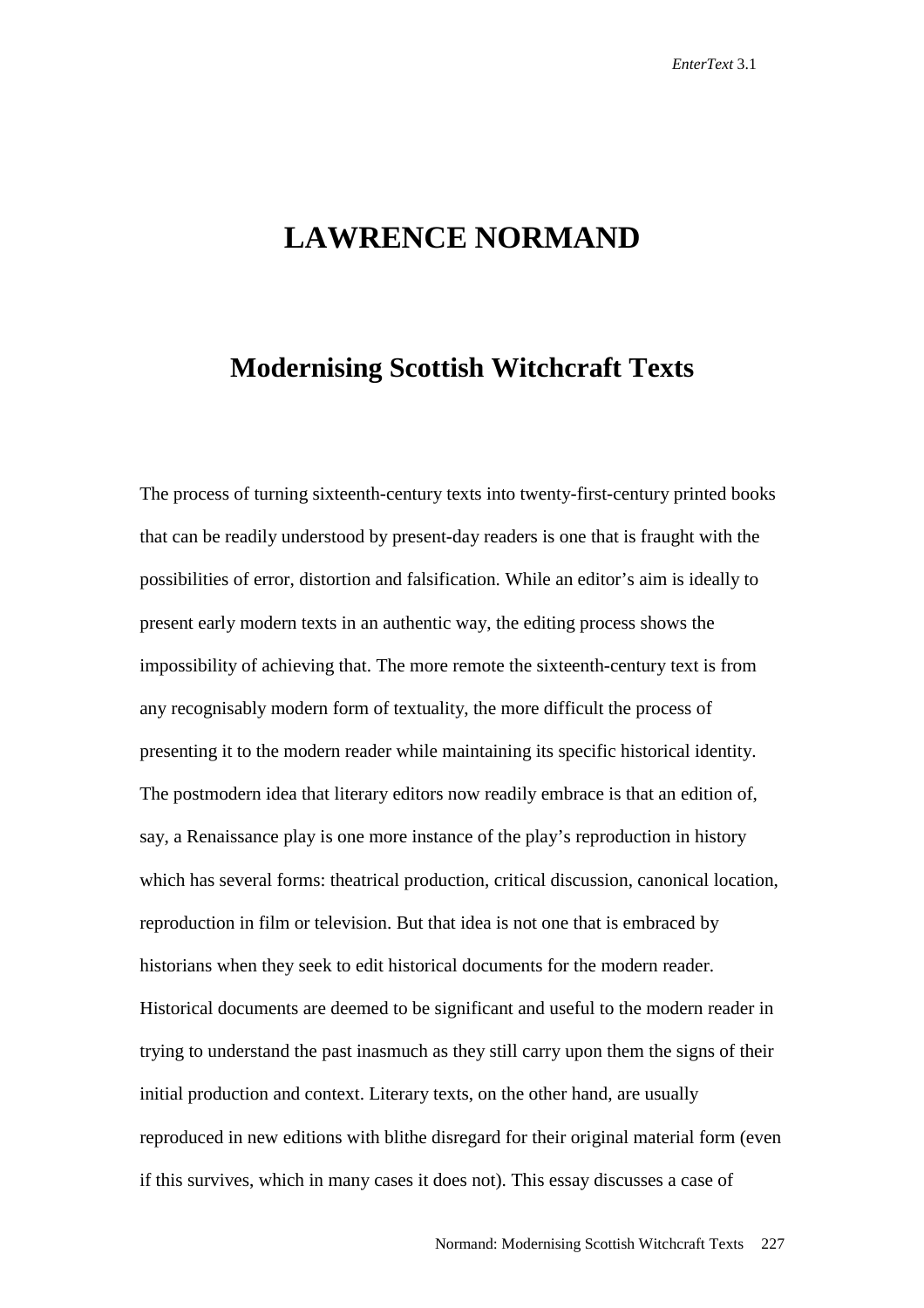# LAWRENCE NORMAND

## Modernising Scottish Witchcraft Texts

The process of turning sixteenth-century texts into twenty-first-century printed books that can be readily understood by present-day readers is one that is fraught with the possibilities of error, distortion and falsification. While an editor's aim is ideally to present early modern texts in an authentic way, the editing process shows the impossibility of achieving that. The more remote the sixteenth-century text is from any recognisably modern form of textuality, the more difficult the process of presenting it to the modern reader while maintaining its specific historical identity. The postmodern idea that literary editors now readily embrace is that an edition of, say, a Renaissance play is one more instance of the play's reproduction in history which has several forms: theatrical production, critical discussion, canonical location, reproduction in film or television. But that idea is not one that is embraced by historians when they seek to edit historical documents for the modern reader. Historical documents are deemed to be significant and useful to the modern reader in trying to understand the past inasmuch as they still carry upon them the signs of their initial production and context. Literary texts, on the other hand, are usually reproduced in new editions with blithe disregard for their original material form (even if this survives, which in many cases it does not). This essay discusses a case of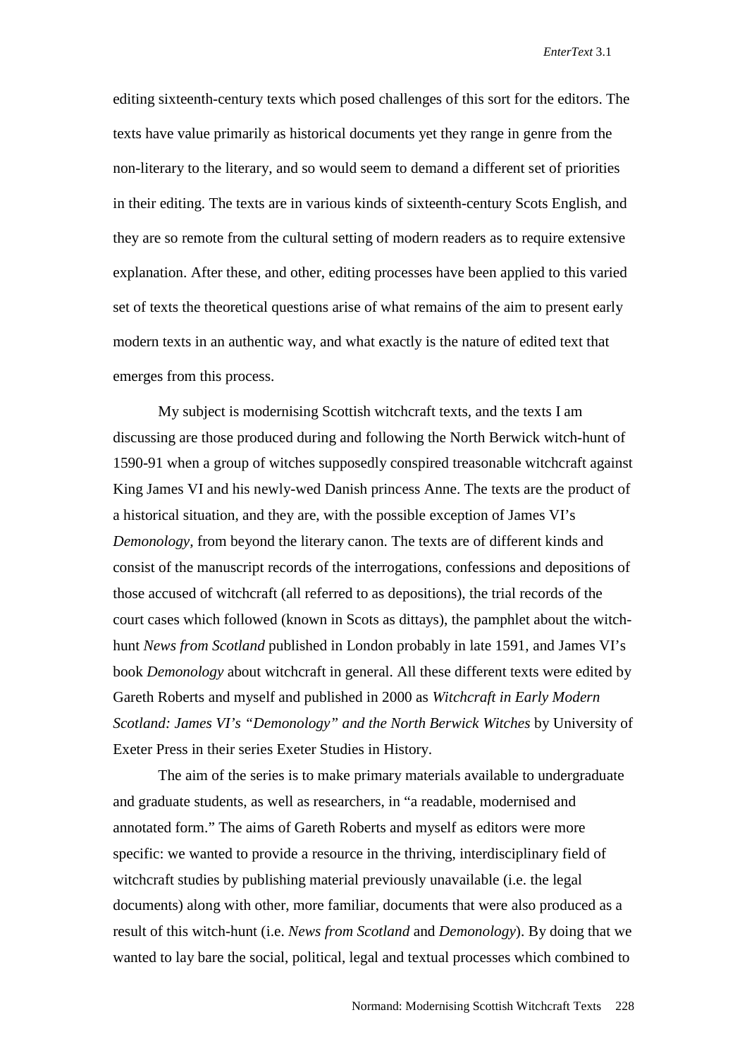editing sixteenth-century texts which posed challenges of this sort for the editors. The texts have value primarily as historical documents yet they range in genre from the non-literary to the literary, and so would seem to demand a different set of priorities in their editing. The texts are in various kinds of sixteenth-century Scots English, and they are so remote from the cultural setting of modern readers as to require extensive explanation. After these, and other, editing processes have been applied to this varied set of texts the theoretical questions arise of what remains of the aim to present early modern texts in an authentic way, and what exactly is the nature of edited text that emerges from this process.

My subject is modernising Scottish witchcraft texts, and the texts I am discussing are those produced during and following the North Berwick witch-hunt of 1590-91 when a group of witches supposedly conspired treasonable witchcraft against King James VI and his newly-wed Danish princess Anne. The texts are the product of a historical situation, and they are, with the possible exception of James VI's *Demonology,* from beyond the literary canon. The texts are of different kinds and consist of the manuscript records of the interrogations, confessions and depositions of those accused of witchcraft (all referred to as depositions), the trial records of the court cases which followed (known in Scots as dittays), the pamphlet about the witch-hunt *News from Scotland* published in London probably in late 1591, and James VI's book *Demonology* about witchcraft in general. All these different texts were edited by Gareth Roberts and myself and published in 2000 as *Witchcraft in Early Modern Scotland: James VI's "Demonology" and the North Berwick Witches* by University of Exeter Press in their series Exeter Studies in History.

The aim of the series is to make primary materials available to undergraduate and graduate students, as well as researchers, in "a readable, modernised and annotated form." The aims of Gareth Roberts and myself as editors were more specific: we wanted to provide a resource in the thriving, interdisciplinary field of witchcraft studies by publishing material previously unavailable (i.e. the legal documents) along with other, more familiar, documents that were also produced as a result of this witch-hunt (i.e. *News from Scotland* and *Demonology*). By doing that we wanted to lay bare the social, political, legal and textual processes which combined to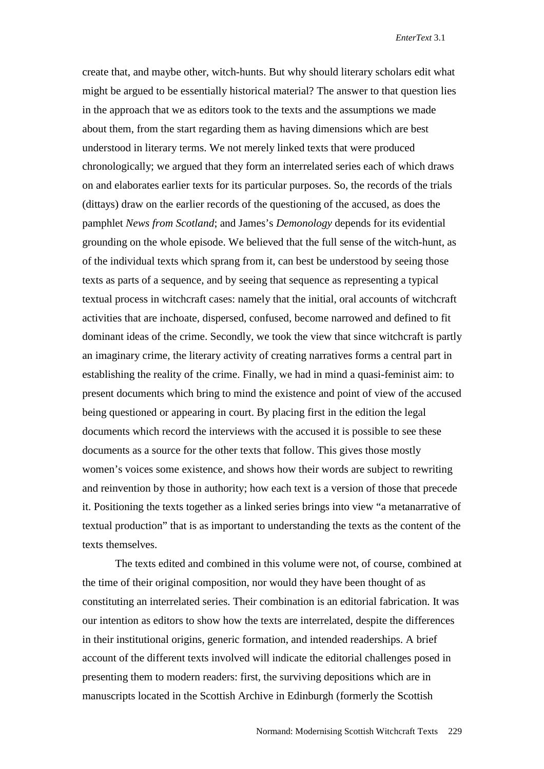create that, and maybe other, witch-hunts. But why should literary scholars edit what might be argued to be essentially historical material? The answer to that question lies in the approach that we as editors took to the texts and the assumptions we made about them, from the start regarding them as having dimensions which are best understood in literary terms. We not merely linked texts that were produced chronologically; we argued that they form an interrelated series each of which draws on and elaborates earlier texts for its particular purposes. So, the records of the trials (dittays) draw on the earlier records of the questioning of the accused, as does the pamphlet *News from Scotland*; and James's *Demonology* depends for its evidential grounding on the whole episode. We believed that the full sense of the witch-hunt, as of the individual texts which sprang from it, can best be understood by seeing those texts as parts of a sequence, and by seeing that sequence as representing a typical textual process in witchcraft cases: namely that the initial, oral accounts of witchcraft activities that are inchoate, dispersed, confused, become narrowed and defined to fit dominant ideas of the crime. Secondly, we took the view that since witchcraft is partly an imaginary crime, the literary activity of creating narratives forms a central part in establishing the reality of the crime. Finally, we had in mind a quasi-feminist aim: to present documents which bring to mind the existence and point of view of the accused being questioned or appearing in court. By placing first in the edition the legal documents which record the interviews with the accused it is possible to see these documents as a source for the other texts that follow. This gives those mostly women's voices some existence, and shows how their words are subject to rewriting and reinvention by those in authority; how each text is a version of those that precede it. Positioning the texts together as a linked series brings into view "a metanarrative of textual production" that is as important to understanding the texts as the content of the texts themselves.

The texts edited and combined in this volume were not, of course, combined at the time of their original composition, nor would they have been thought of as constituting an interrelated series. Their combination is an editorial fabrication. It was our intention as editors to show how the texts are interrelated, despite the differences in their institutional origins, generic formation, and intended readerships. A brief account of the different texts involved will indicate the editorial challenges posed in presenting them to modern readers: first, the surviving depositions which are in manuscripts located in the Scottish Archive in Edinburgh (formerly the Scottish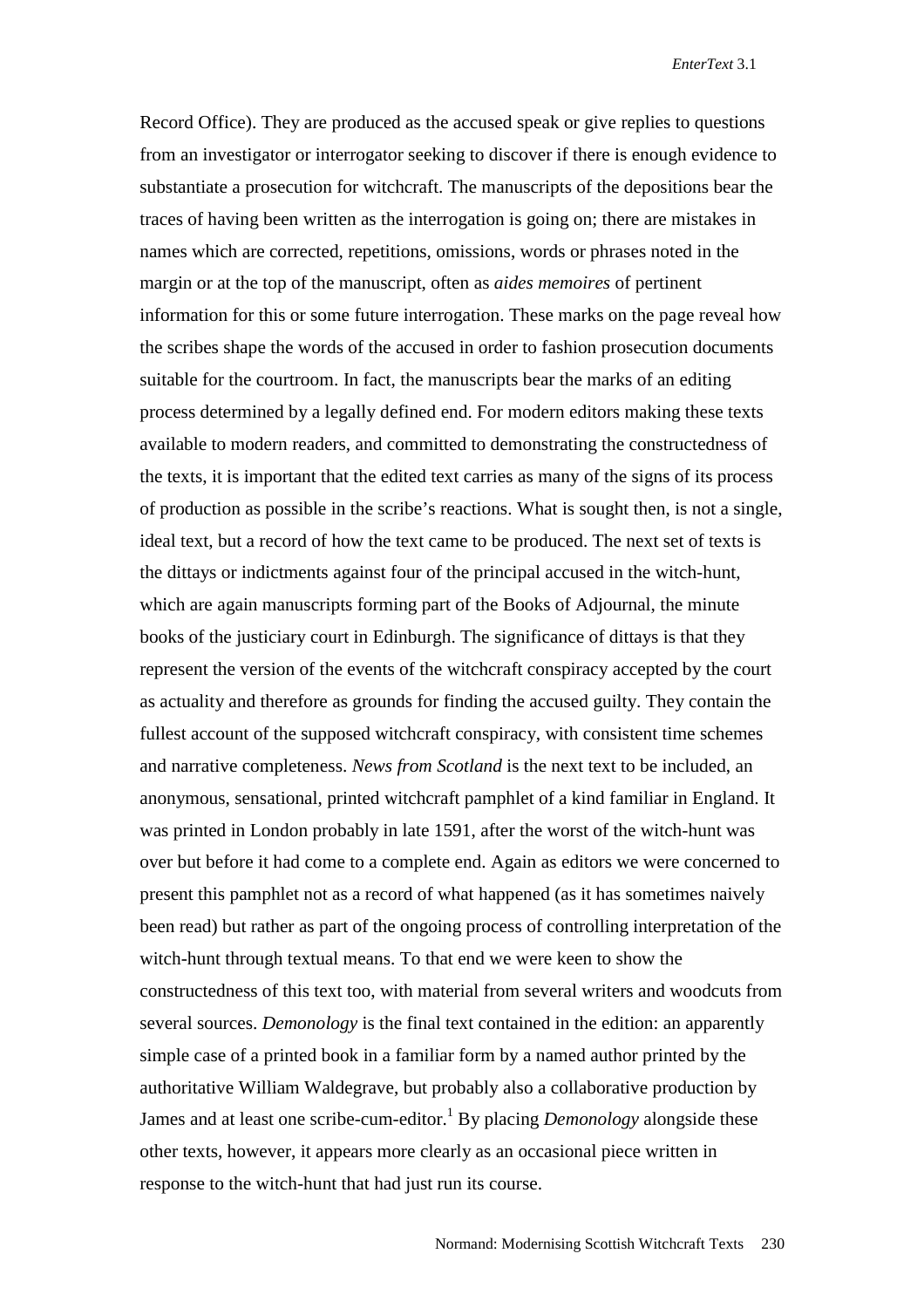Record Office). They are produced as the accused speak or give replies to questions from an investigator or interrogator seeking to discover if there is enough evidence to substantiate a prosecution for witchcraft. The manuscripts of the depositions bear the traces of having been written as the interrogation is going on; there are mistakes in names which are corrected, repetitions, omissions, words or phrases noted in the margin or at the top of the manuscript, often as *aides memoires* of pertinent information for this or some future interrogation. These marks on the page reveal how the scribes shape the words of the accused in order to fashion prosecution documents suitable for the courtroom. In fact, the manuscripts bear the marks of an editing process determined by a legally defined end. For modern editors making these texts available to modern readers, and committed to demonstrating the constructedness of the texts, it is important that the edited text carries as many of the signs of its process of production as possible in the scribe's reactions. What is sought then, is not a single, ideal text, but a record of how the text came to be produced. The next set of texts is the dittays or indictments against four of the principal accused in the witch-hunt, which are again manuscripts forming part of the Books of Adjournal, the minute books of the justiciary court in Edinburgh. The significance of dittays is that they represent the version of the events of the witchcraft conspiracy accepted by the court as actuality and therefore as grounds for finding the accused guilty. They contain the fullest account of the supposed witchcraft conspiracy, with consistent time schemes and narrative completeness. *News from Scotland* is the next text to be included, an anonymous, sensational, printed witchcraft pamphlet of a kind familiar in England. It was printed in London probably in late 1591, after the worst of the witch-hunt was over but before it had come to a complete end. Again as editors we were concerned to present this pamphlet not as a record of what happened (as it has sometimes naively been read) but rather as part of the ongoing process of controlling interpretation of the witch-hunt through textual means. To that end we were keen to show the constructedness of this text too, with material from several writers and woodcuts from several sources. *Demonology* is the final text contained in the edition: an apparently simple case of a printed book in a familiar form by a named author printed by the authoritative William Waldegrave, but probably also a collaborative production by James and at least one scribe-cum-editor.[1] By placing *Demonology* alongside these other texts, however, it appears more clearly as an occasional piece written in response to the witch-hunt that had just run its course.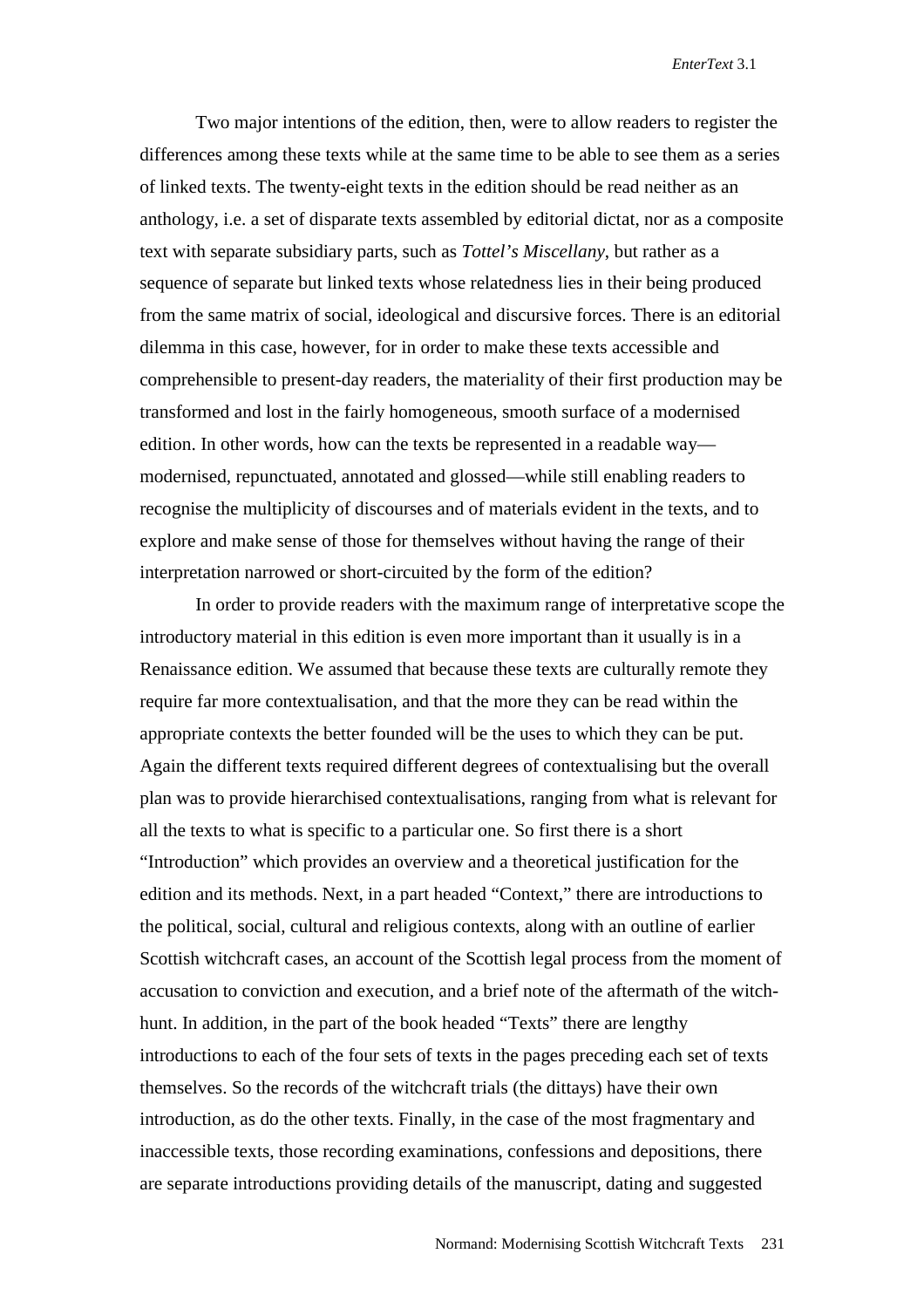Two major intentions of the edition, then, were to allow readers to register the differences among these texts while at the same time to be able to see them as a series of linked texts. The twenty-eight texts in the edition should be read neither as an anthology, i.e. a set of disparate texts assembled by editorial dictat, nor as a composite text with separate subsidiary parts, such as *Tottel's Miscellany*, but rather as a sequence of separate but linked texts whose relatedness lies in their being produced from the same matrix of social, ideological and discursive forces. There is an editorial dilemma in this case, however, for in order to make these texts accessible and comprehensible to present-day readers, the materiality of their first production may be transformed and lost in the fairly homogeneous, smooth surface of a modernised edition. In other words, how can the texts be represented in a readable way—modernised, repunctuated, annotated and glossed—while still enabling readers to recognise the multiplicity of discourses and of materials evident in the texts, and to explore and make sense of those for themselves without having the range of their interpretation narrowed or short-circuited by the form of the edition?

In order to provide readers with the maximum range of interpretative scope the introductory material in this edition is even more important than it usually is in a Renaissance edition. We assumed that because these texts are culturally remote they require far more contextualisation, and that the more they can be read within the appropriate contexts the better founded will be the uses to which they can be put. Again the different texts required different degrees of contextualising but the overall plan was to provide hierarchised contextualisations, ranging from what is relevant for all the texts to what is specific to a particular one. So first there is a short "Introduction" which provides an overview and a theoretical justification for the edition and its methods. Next, in a part headed "Context," there are introductions to the political, social, cultural and religious contexts, along with an outline of earlier Scottish witchcraft cases, an account of the Scottish legal process from the moment of accusation to conviction and execution, and a brief note of the aftermath of the witch-hunt. In addition, in the part of the book headed "Texts" there are lengthy introductions to each of the four sets of texts in the pages preceding each set of texts themselves. So the records of the witchcraft trials (the dittays) have their own introduction, as do the other texts. Finally, in the case of the most fragmentary and inaccessible texts, those recording examinations, confessions and depositions, there are separate introductions providing details of the manuscript, dating and suggested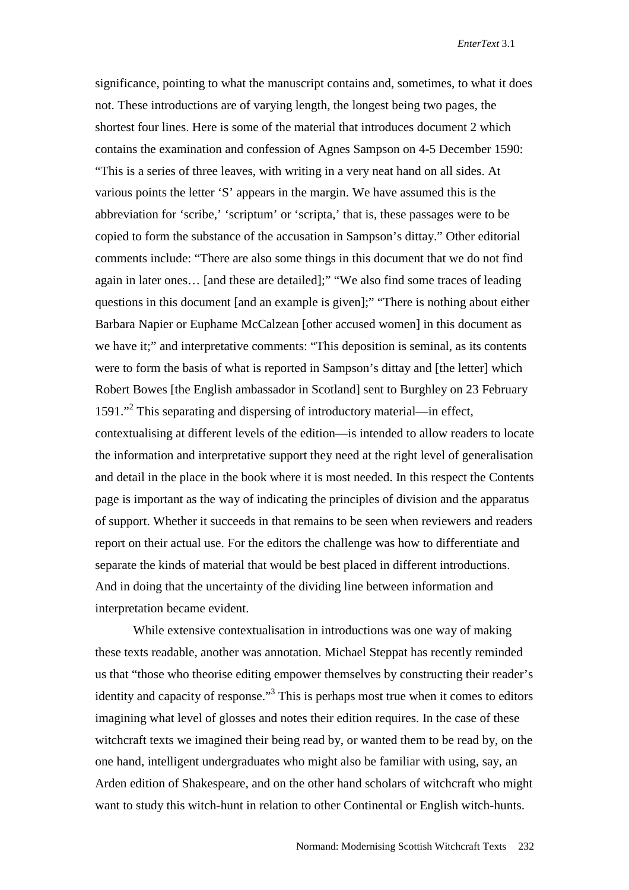significance, pointing to what the manuscript contains and, sometimes, to what it does not. These introductions are of varying length, the longest being two pages, the shortest four lines. Here is some of the material that introduces document 2 which contains the examination and confession of Agnes Sampson on 4-5 December 1590: "This is a series of three leaves, with writing in a very neat hand on all sides. At various points the letter 'S' appears in the margin. We have assumed this is the abbreviation for 'scribe,' 'scriptum' or 'scripta,' that is, these passages were to be copied to form the substance of the accusation in Sampson's dittay." Other editorial comments include: "There are also some things in this document that we do not find again in later ones… [and these are detailed];" "We also find some traces of leading questions in this document [and an example is given];" "There is nothing about either Barbara Napier or Euphame McCalzean [other accused women] in this document as we have it;" and interpretative comments: "This deposition is seminal, as its contents were to form the basis of what is reported in Sampson's dittay and [the letter] which Robert Bowes [the English ambassador in Scotland] sent to Burghley on 23 February 1591."[2] This separating and dispersing of introductory material—in effect, contextualising at different levels of the edition—is intended to allow readers to locate the information and interpretative support they need at the right level of generalisation and detail in the place in the book where it is most needed. In this respect the Contents page is important as the way of indicating the principles of division and the apparatus of support. Whether it succeeds in that remains to be seen when reviewers and readers report on their actual use. For the editors the challenge was how to differentiate and separate the kinds of material that would be best placed in different introductions. And in doing that the uncertainty of the dividing line between information and interpretation became evident.

While extensive contextualisation in introductions was one way of making these texts readable, another was annotation. Michael Steppat has recently reminded us that "those who theorise editing empower themselves by constructing their reader's identity and capacity of response."[3] This is perhaps most true when it comes to editors imagining what level of glosses and notes their edition requires. In the case of these witchcraft texts we imagined their being read by, or wanted them to be read by, on the one hand, intelligent undergraduates who might also be familiar with using, say, an Arden edition of Shakespeare, and on the other hand scholars of witchcraft who might want to study this witch-hunt in relation to other Continental or English witch-hunts.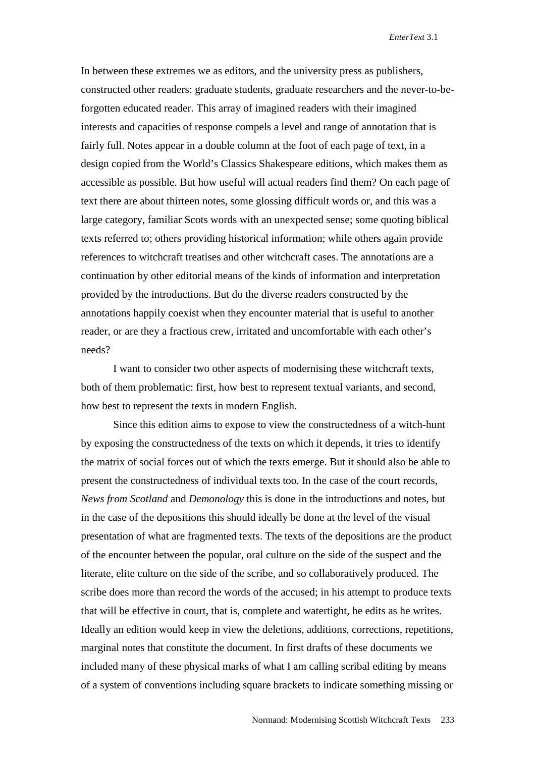In between these extremes we as editors, and the university press as publishers, constructed other readers: graduate students, graduate researchers and the never-to-be-forgotten educated reader. This array of imagined readers with their imagined interests and capacities of response compels a level and range of annotation that is fairly full. Notes appear in a double column at the foot of each page of text, in a design copied from the World's Classics Shakespeare editions, which makes them as accessible as possible. But how useful will actual readers find them? On each page of text there are about thirteen notes, some glossing difficult words or, and this was a large category, familiar Scots words with an unexpected sense; some quoting biblical texts referred to; others providing historical information; while others again provide references to witchcraft treatises and other witchcraft cases. The annotations are a continuation by other editorial means of the kinds of information and interpretation provided by the introductions. But do the diverse readers constructed by the annotations happily coexist when they encounter material that is useful to another reader, or are they a fractious crew, irritated and uncomfortable with each other's needs?

I want to consider two other aspects of modernising these witchcraft texts, both of them problematic: first, how best to represent textual variants, and second, how best to represent the texts in modern English.

Since this edition aims to expose to view the constructedness of a witch-hunt by exposing the constructedness of the texts on which it depends, it tries to identify the matrix of social forces out of which the texts emerge. But it should also be able to present the constructedness of individual texts too. In the case of the court records, *News from Scotland* and *Demonology* this is done in the introductions and notes, but in the case of the depositions this should ideally be done at the level of the visual presentation of what are fragmented texts. The texts of the depositions are the product of the encounter between the popular, oral culture on the side of the suspect and the literate, elite culture on the side of the scribe, and so collaboratively produced. The scribe does more than record the words of the accused; in his attempt to produce texts that will be effective in court, that is, complete and watertight, he edits as he writes. Ideally an edition would keep in view the deletions, additions, corrections, repetitions, marginal notes that constitute the document. In first drafts of these documents we included many of these physical marks of what I am calling scribal editing by means of a system of conventions including square brackets to indicate something missing or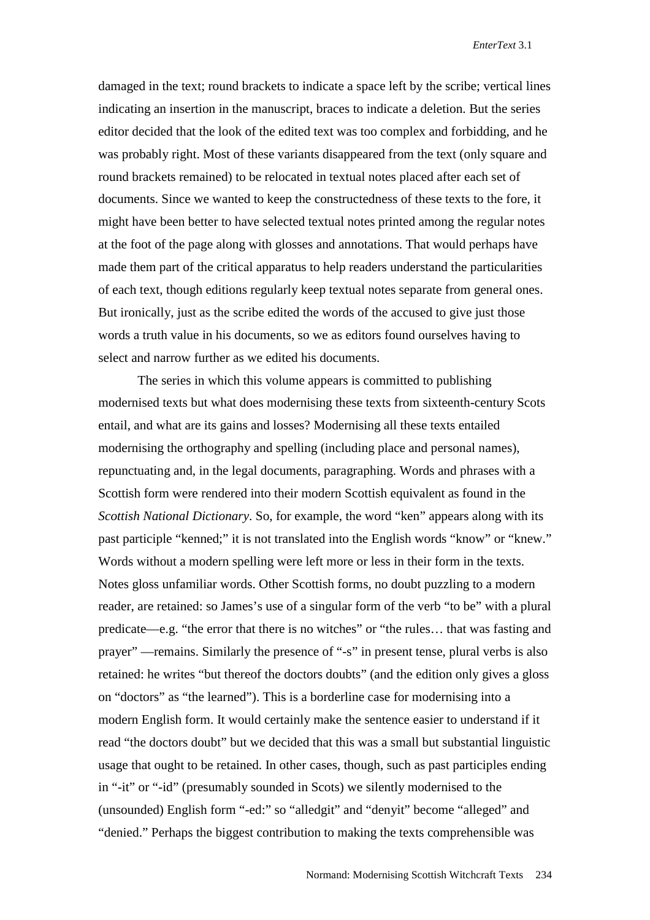damaged in the text; round brackets to indicate a space left by the scribe; vertical lines indicating an insertion in the manuscript, braces to indicate a deletion. But the series editor decided that the look of the edited text was too complex and forbidding, and he was probably right. Most of these variants disappeared from the text (only square and round brackets remained) to be relocated in textual notes placed after each set of documents. Since we wanted to keep the constructedness of these texts to the fore, it might have been better to have selected textual notes printed among the regular notes at the foot of the page along with glosses and annotations. That would perhaps have made them part of the critical apparatus to help readers understand the particularities of each text, though editions regularly keep textual notes separate from general ones. But ironically, just as the scribe edited the words of the accused to give just those words a truth value in his documents, so we as editors found ourselves having to select and narrow further as we edited his documents.

The series in which this volume appears is committed to publishing modernised texts but what does modernising these texts from sixteenth-century Scots entail, and what are its gains and losses? Modernising all these texts entailed modernising the orthography and spelling (including place and personal names), repunctuating and, in the legal documents, paragraphing. Words and phrases with a Scottish form were rendered into their modern Scottish equivalent as found in the *Scottish National Dictionary*. So, for example, the word "ken" appears along with its past participle "kenned;" it is not translated into the English words "know" or "knew." Words without a modern spelling were left more or less in their form in the texts. Notes gloss unfamiliar words. Other Scottish forms, no doubt puzzling to a modern reader, are retained: so James's use of a singular form of the verb "to be" with a plural predicate—e.g. "the error that there is no witches" or "the rules… that was fasting and prayer" —remains. Similarly the presence of "-s" in present tense, plural verbs is also retained: he writes "but thereof the doctors doubts" (and the edition only gives a gloss on "doctors" as "the learned"). This is a borderline case for modernising into a modern English form. It would certainly make the sentence easier to understand if it read "the doctors doubt" but we decided that this was a small but substantial linguistic usage that ought to be retained. In other cases, though, such as past participles ending in "-it" or "-id" (presumably sounded in Scots) we silently modernised to the (unsounded) English form "-ed:" so "alledgit" and "denyit" become "alleged" and "denied." Perhaps the biggest contribution to making the texts comprehensible was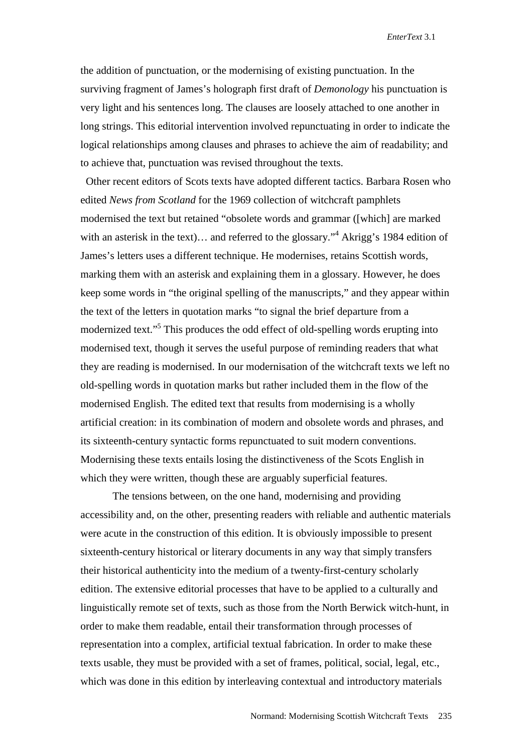the addition of punctuation, or the modernising of existing punctuation. In the surviving fragment of James's holograph first draft of *Demonology* his punctuation is very light and his sentences long. The clauses are loosely attached to one another in long strings. This editorial intervention involved repunctuating in order to indicate the logical relationships among clauses and phrases to achieve the aim of readability; and to achieve that, punctuation was revised throughout the texts.

Other recent editors of Scots texts have adopted different tactics. Barbara Rosen who edited *News from Scotland* for the 1969 collection of witchcraft pamphlets modernised the text but retained "obsolete words and grammar ([which] are marked with an asterisk in the text)… and referred to the glossary."[4] Akrigg's 1984 edition of James's letters uses a different technique. He modernises, retains Scottish words, marking them with an asterisk and explaining them in a glossary. However, he does keep some words in "the original spelling of the manuscripts," and they appear within the text of the letters in quotation marks "to signal the brief departure from a modernized text."[5] This produces the odd effect of old-spelling words erupting into modernised text, though it serves the useful purpose of reminding readers that what they are reading is modernised. In our modernisation of the witchcraft texts we left no old-spelling words in quotation marks but rather included them in the flow of the modernised English. The edited text that results from modernising is a wholly artificial creation: in its combination of modern and obsolete words and phrases, and its sixteenth-century syntactic forms repunctuated to suit modern conventions. Modernising these texts entails losing the distinctiveness of the Scots English in which they were written, though these are arguably superficial features.

The tensions between, on the one hand, modernising and providing accessibility and, on the other, presenting readers with reliable and authentic materials were acute in the construction of this edition. It is obviously impossible to present sixteenth-century historical or literary documents in any way that simply transfers their historical authenticity into the medium of a twenty-first-century scholarly edition. The extensive editorial processes that have to be applied to a culturally and linguistically remote set of texts, such as those from the North Berwick witch-hunt, in order to make them readable, entail their transformation through processes of representation into a complex, artificial textual fabrication. In order to make these texts usable, they must be provided with a set of frames, political, social, legal, etc., which was done in this edition by interleaving contextual and introductory materials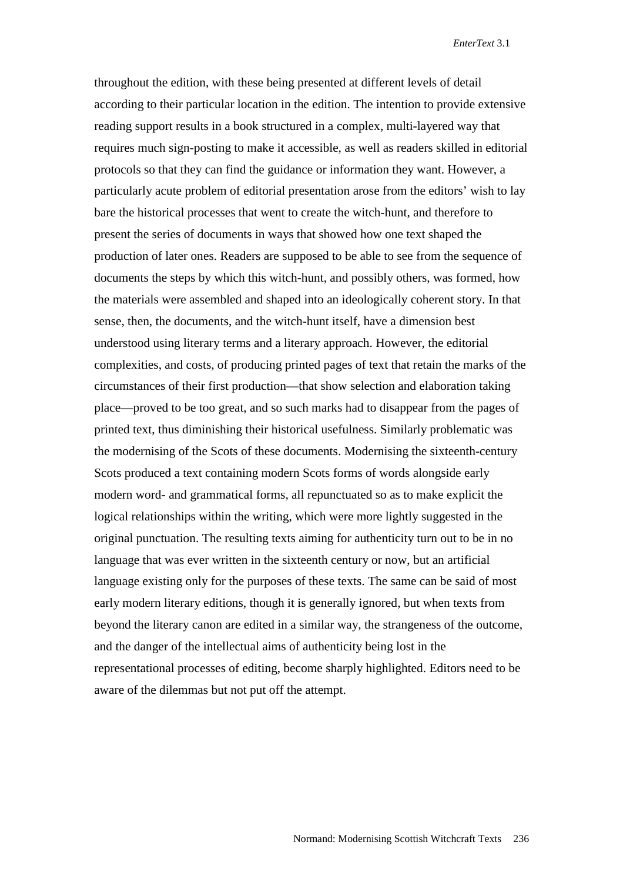throughout the edition, with these being presented at different levels of detail according to their particular location in the edition. The intention to provide extensive reading support results in a book structured in a complex, multi-layered way that requires much sign-posting to make it accessible, as well as readers skilled in editorial protocols so that they can find the guidance or information they want. However, a particularly acute problem of editorial presentation arose from the editors' wish to lay bare the historical processes that went to create the witch-hunt, and therefore to present the series of documents in ways that showed how one text shaped the production of later ones. Readers are supposed to be able to see from the sequence of documents the steps by which this witch-hunt, and possibly others, was formed, how the materials were assembled and shaped into an ideologically coherent story. In that sense, then, the documents, and the witch-hunt itself, have a dimension best understood using literary terms and a literary approach. However, the editorial complexities, and costs, of producing printed pages of text that retain the marks of the circumstances of their first production—that show selection and elaboration taking place—proved to be too great, and so such marks had to disappear from the pages of printed text, thus diminishing their historical usefulness. Similarly problematic was the modernising of the Scots of these documents. Modernising the sixteenth-century Scots produced a text containing modern Scots forms of words alongside early modern word- and grammatical forms, all repunctuated so as to make explicit the logical relationships within the writing, which were more lightly suggested in the original punctuation. The resulting texts aiming for authenticity turn out to be in no language that was ever written in the sixteenth century or now, but an artificial language existing only for the purposes of these texts. The same can be said of most early modern literary editions, though it is generally ignored, but when texts from beyond the literary canon are edited in a similar way, the strangeness of the outcome, and the danger of the intellectual aims of authenticity being lost in the representational processes of editing, become sharply highlighted. Editors need to be aware of the dilemmas but not put off the attempt.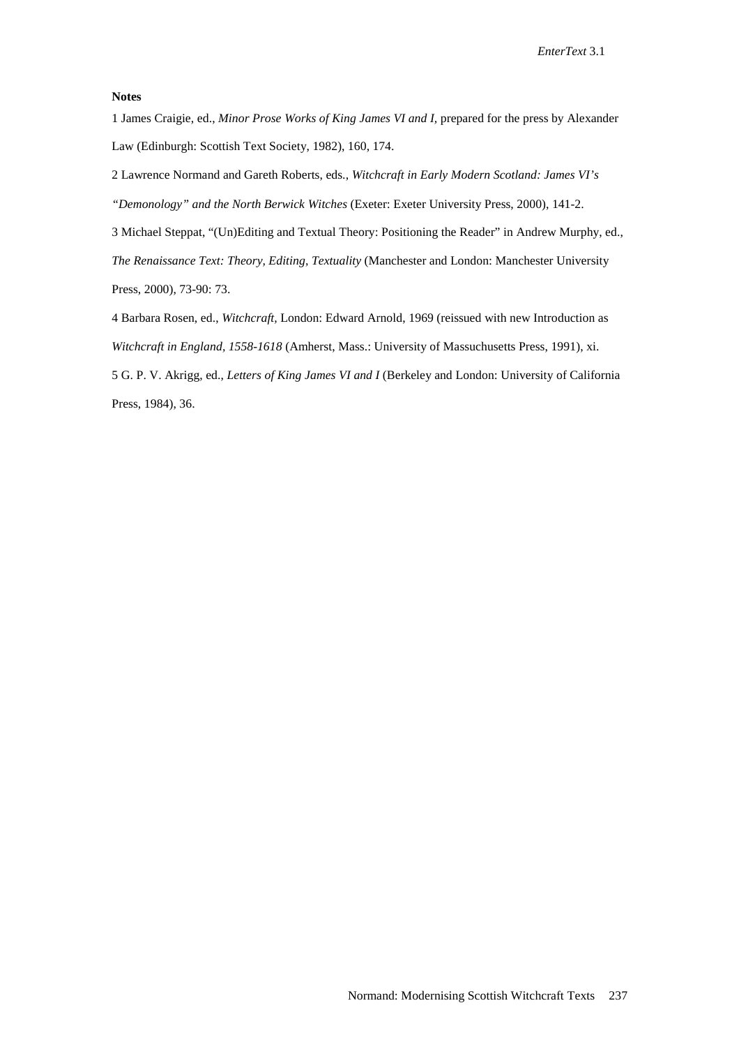**Notes**

1 James Craigie, ed., *Minor Prose Works of King James VI and I,* prepared for the press by Alexander Law (Edinburgh: Scottish Text Society, 1982), 160, 174.

2 Lawrence Normand and Gareth Roberts, eds., *Witchcraft in Early Modern Scotland: James VI's "Demonology" and the North Berwick Witches* (Exeter: Exeter University Press, 2000), 141-2.

3 Michael Steppat, "(Un)Editing and Textual Theory: Positioning the Reader" in Andrew Murphy, ed., *The Renaissance Text: Theory, Editing, Textuality* (Manchester and London: Manchester University Press, 2000), 73-90: 73.

4 Barbara Rosen, ed., *Witchcraft,* London: Edward Arnold, 1969 (reissued with new Introduction as *Witchcraft in England, 1558-1618* (Amherst, Mass.: University of Massuchusetts Press, 1991), xi.

5 G. P. V. Akrigg, ed., *Letters of King James VI and I* (Berkeley and London: University of California Press, 1984), 36.